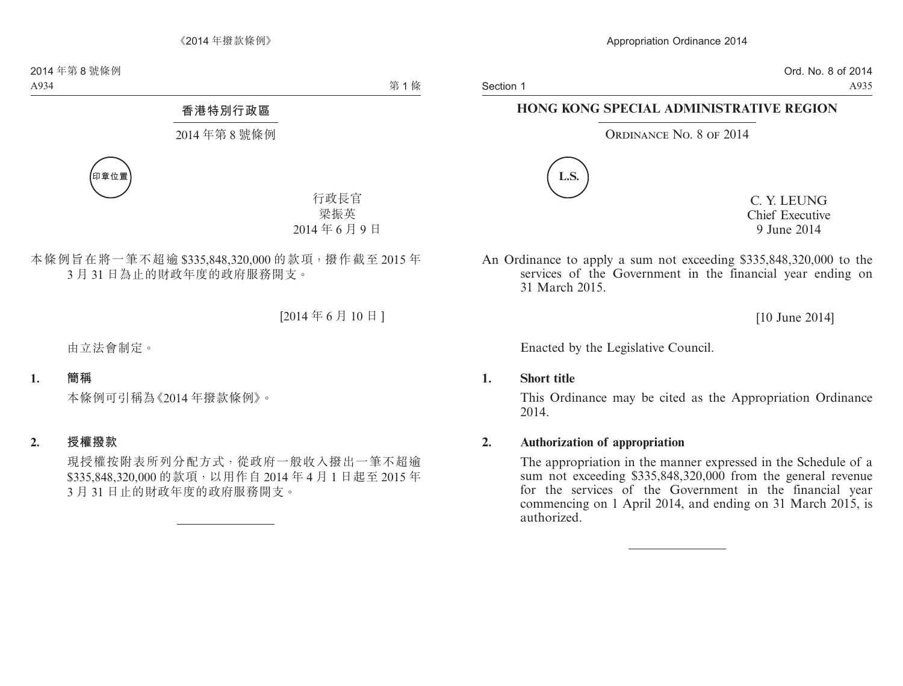# 香港特別行政區

## 2014 年第 8 號條例

印章位置

行政長官
梁振英
2014 年 6 月 9 日

本條例旨在將一筆不超逾 $335,848,320,000 的款項，撥作截至 2015 年 3 月 31 日為止的財政年度的政府服務開支。

[2014 年 6 月 10 日]

由立法會制定。

**1. 簡稱**

本條例可引稱為《2014 年撥款條例》。

**2. 授權撥款**

現授權按附表所列分配方式，從政府一般收入撥出一筆不超逾 $335,848,320,000 的款項，以用作自 2014 年 4 月 1 日起至 2015 年 3 月 31 日止的財政年度的政府服務開支。

---

# HONG KONG SPECIAL ADMINISTRATIVE REGION

## Ordinance No. 8 of 2014

L.S.

C. Y. LEUNG
Chief Executive
9 June 2014

An Ordinance to apply a sum not exceeding $335,848,320,000 to the services of the Government in the financial year ending on 31 March 2015.

[10 June 2014]

Enacted by the Legislative Council.

**1. Short title**

This Ordinance may be cited as the Appropriation Ordinance 2014.

**2. Authorization of appropriation**

The appropriation in the manner expressed in the Schedule of a sum not exceeding $335,848,320,000 from the general revenue for the services of the Government in the financial year commencing on 1 April 2014, and ending on 31 March 2015, is authorized.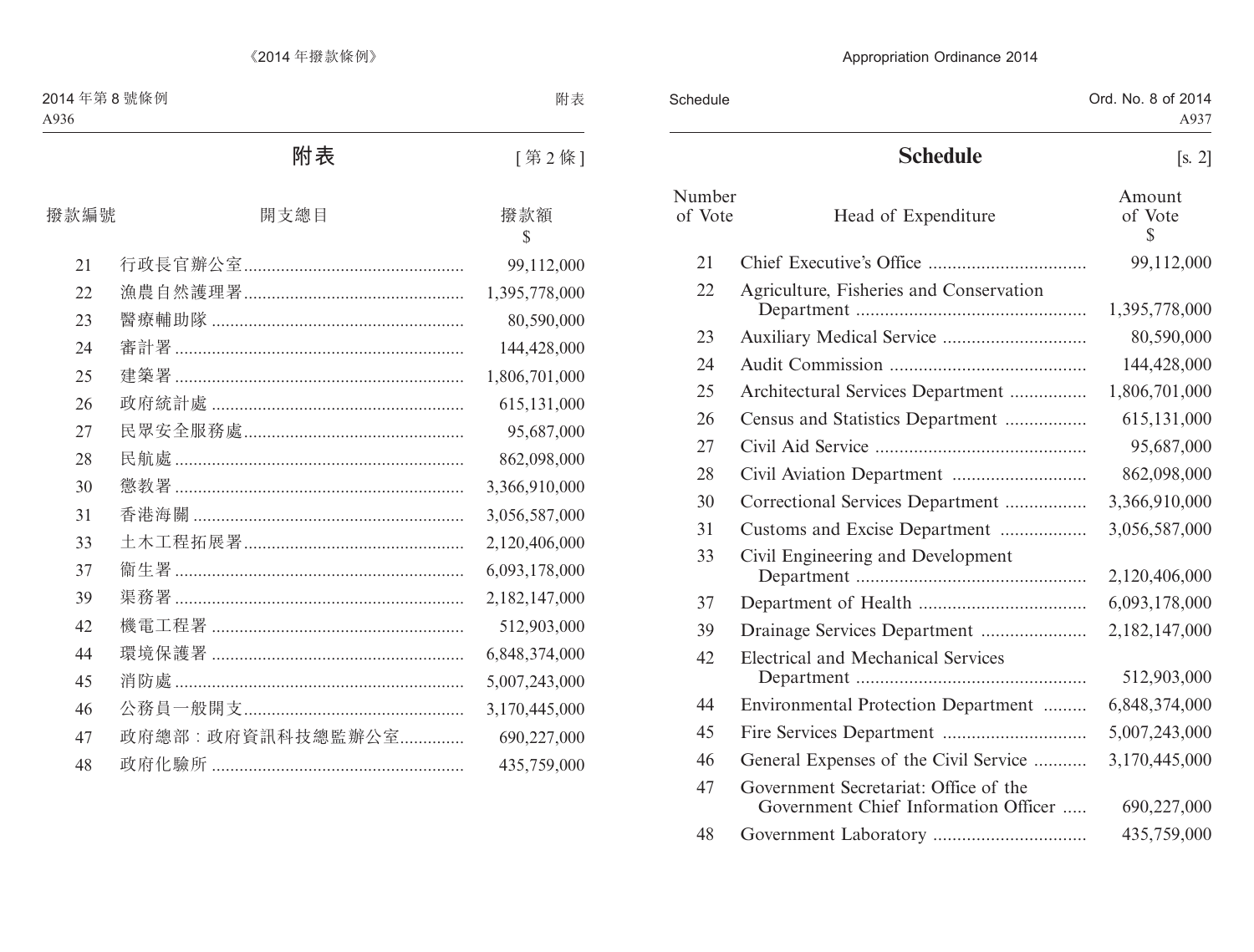# 附表

[第 2 條]

| 撥款編號 | 開支總目 | 撥款額 $ |
|---|---|---|
| 21 | 行政長官辦公室 | 99,112,000 |
| 22 | 漁農自然護理署 | 1,395,778,000 |
| 23 | 醫療輔助隊 | 80,590,000 |
| 24 | 審計署 | 144,428,000 |
| 25 | 建築署 | 1,806,701,000 |
| 26 | 政府統計處 | 615,131,000 |
| 27 | 民眾安全服務處 | 95,687,000 |
| 28 | 民航處 | 862,098,000 |
| 30 | 懲教署 | 3,366,910,000 |
| 31 | 香港海關 | 3,056,587,000 |
| 33 | 土木工程拓展署 | 2,120,406,000 |
| 37 | 衞生署 | 6,093,178,000 |
| 39 | 渠務署 | 2,182,147,000 |
| 42 | 機電工程署 | 512,903,000 |
| 44 | 環境保護署 | 6,848,374,000 |
| 45 | 消防處 | 5,007,243,000 |
| 46 | 公務員一般開支 | 3,170,445,000 |
| 47 | 政府總部：政府資訊科技總監辦公室 | 690,227,000 |
| 48 | 政府化驗所 | 435,759,000 |

# Schedule

[s. 2]

| Number of Vote | Head of Expenditure | Amount of Vote $ |
|---|---|---|
| 21 | Chief Executive's Office | 99,112,000 |
| 22 | Agriculture, Fisheries and Conservation Department | 1,395,778,000 |
| 23 | Auxiliary Medical Service | 80,590,000 |
| 24 | Audit Commission | 144,428,000 |
| 25 | Architectural Services Department | 1,806,701,000 |
| 26 | Census and Statistics Department | 615,131,000 |
| 27 | Civil Aid Service | 95,687,000 |
| 28 | Civil Aviation Department | 862,098,000 |
| 30 | Correctional Services Department | 3,366,910,000 |
| 31 | Customs and Excise Department | 3,056,587,000 |
| 33 | Civil Engineering and Development Department | 2,120,406,000 |
| 37 | Department of Health | 6,093,178,000 |
| 39 | Drainage Services Department | 2,182,147,000 |
| 42 | Electrical and Mechanical Services Department | 512,903,000 |
| 44 | Environmental Protection Department | 6,848,374,000 |
| 45 | Fire Services Department | 5,007,243,000 |
| 46 | General Expenses of the Civil Service | 3,170,445,000 |
| 47 | Government Secretariat: Office of the Government Chief Information Officer | 690,227,000 |
| 48 | Government Laboratory | 435,759,000 |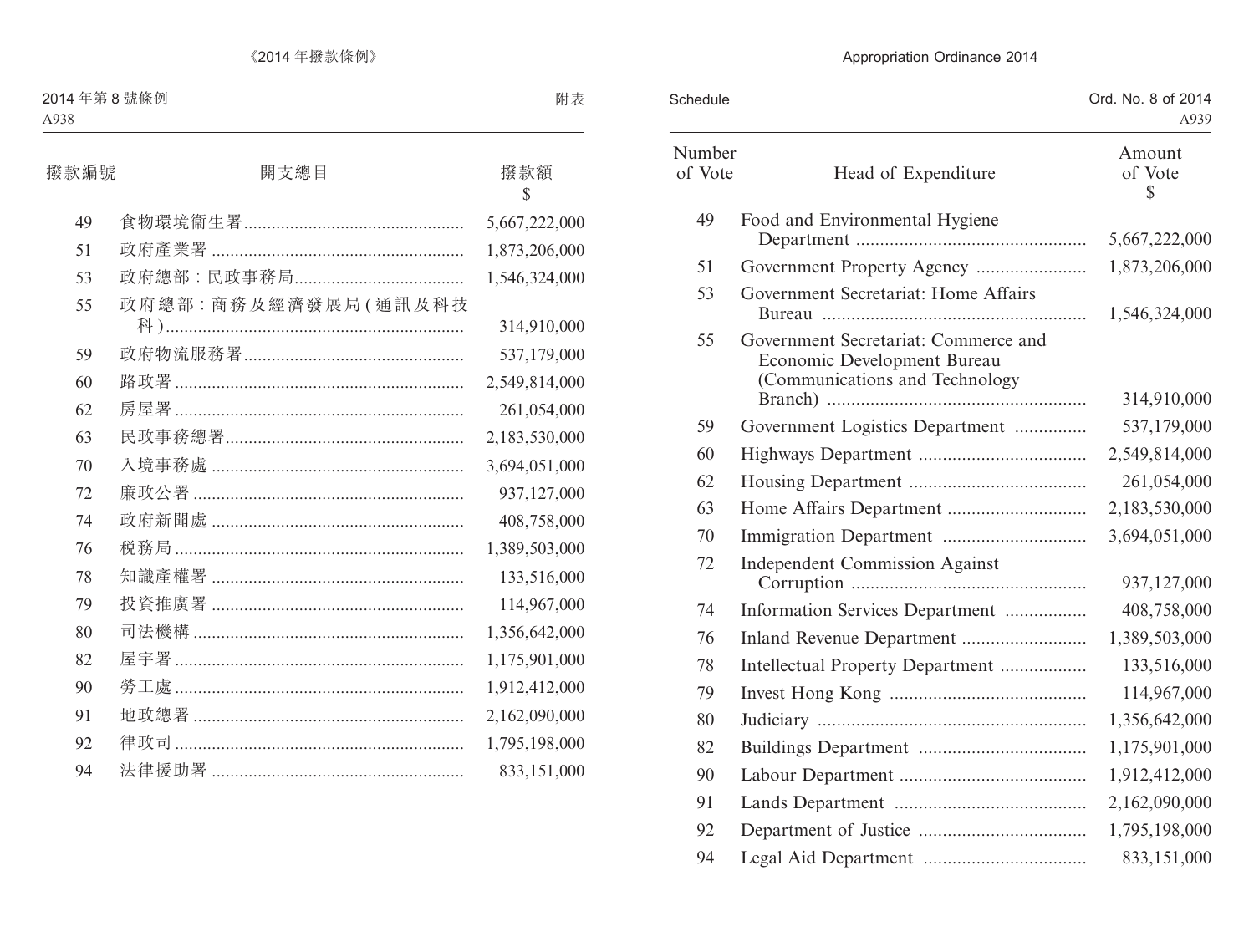| 撥款編號 | 開支總目 | 撥款額 $ |
|---|---|---|
| 49 | 食物環境衞生署 | 5,667,222,000 |
| 51 | 政府產業署 | 1,873,206,000 |
| 53 | 政府總部:民政事務局 | 1,546,324,000 |
| 55 | 政府總部:商務及經濟發展局(通訊及科技科) | 314,910,000 |
| 59 | 政府物流服務署 | 537,179,000 |
| 60 | 路政署 | 2,549,814,000 |
| 62 | 房屋署 | 261,054,000 |
| 63 | 民政事務總署 | 2,183,530,000 |
| 70 | 入境事務處 | 3,694,051,000 |
| 72 | 廉政公署 | 937,127,000 |
| 74 | 政府新聞處 | 408,758,000 |
| 76 | 税務局 | 1,389,503,000 |
| 78 | 知識產權署 | 133,516,000 |
| 79 | 投資推廣署 | 114,967,000 |
| 80 | 司法機構 | 1,356,642,000 |
| 82 | 屋宇署 | 1,175,901,000 |
| 90 | 勞工處 | 1,912,412,000 |
| 91 | 地政總署 | 2,162,090,000 |
| 92 | 律政司 | 1,795,198,000 |
| 94 | 法律援助署 | 833,151,000 |

| Number of Vote | Head of Expenditure | Amount of Vote $ |
|---|---|---|
| 49 | Food and Environmental Hygiene Department | 5,667,222,000 |
| 51 | Government Property Agency | 1,873,206,000 |
| 53 | Government Secretariat: Home Affairs Bureau | 1,546,324,000 |
| 55 | Government Secretariat: Commerce and Economic Development Bureau (Communications and Technology Branch) | 314,910,000 |
| 59 | Government Logistics Department | 537,179,000 |
| 60 | Highways Department | 2,549,814,000 |
| 62 | Housing Department | 261,054,000 |
| 63 | Home Affairs Department | 2,183,530,000 |
| 70 | Immigration Department | 3,694,051,000 |
| 72 | Independent Commission Against Corruption | 937,127,000 |
| 74 | Information Services Department | 408,758,000 |
| 76 | Inland Revenue Department | 1,389,503,000 |
| 78 | Intellectual Property Department | 133,516,000 |
| 79 | Invest Hong Kong | 114,967,000 |
| 80 | Judiciary | 1,356,642,000 |
| 82 | Buildings Department | 1,175,901,000 |
| 90 | Labour Department | 1,912,412,000 |
| 91 | Lands Department | 2,162,090,000 |
| 92 | Department of Justice | 1,795,198,000 |
| 94 | Legal Aid Department | 833,151,000 |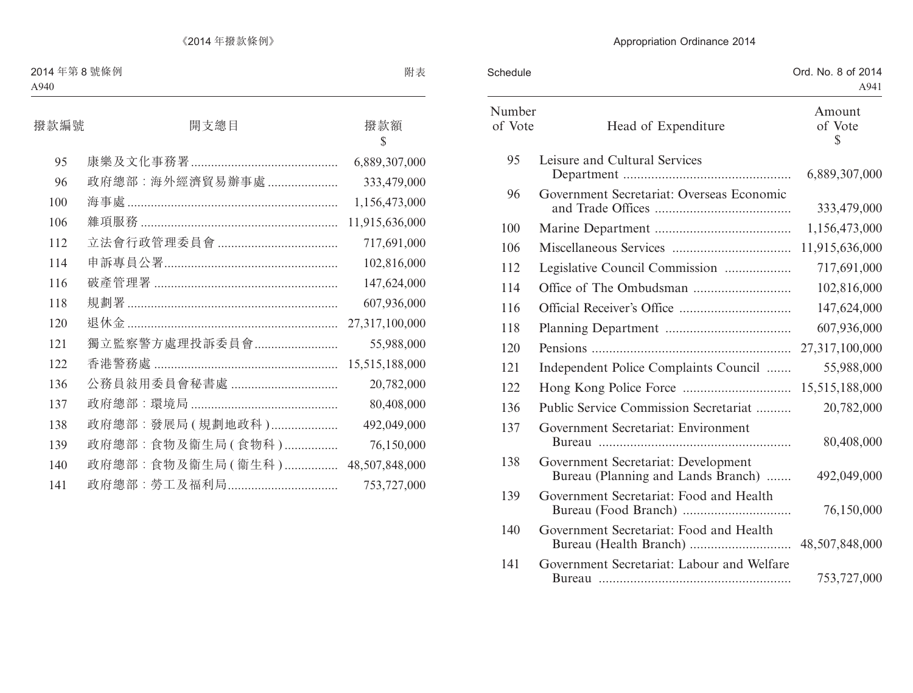| 撥款編號 | 開支總目 | 撥款額 $ |
|---|---|---|
| 95 | 康樂及文化事務署 | 6,889,307,000 |
| 96 | 政府總部：海外經濟貿易辦事處 | 333,479,000 |
| 100 | 海事處 | 1,156,473,000 |
| 106 | 雜項服務 | 11,915,636,000 |
| 112 | 立法會行政管理委員會 | 717,691,000 |
| 114 | 申訴專員公署 | 102,816,000 |
| 116 | 破產管理署 | 147,624,000 |
| 118 | 規劃署 | 607,936,000 |
| 120 | 退休金 | 27,317,100,000 |
| 121 | 獨立監察警方處理投訴委員會 | 55,988,000 |
| 122 | 香港警務處 | 15,515,188,000 |
| 136 | 公務員敍用委員會秘書處 | 20,782,000 |
| 137 | 政府總部：環境局 | 80,408,000 |
| 138 | 政府總部：發展局 (規劃地政科) | 492,049,000 |
| 139 | 政府總部：食物及衞生局 (食物科) | 76,150,000 |
| 140 | 政府總部：食物及衞生局 (衞生科) | 48,507,848,000 |
| 141 | 政府總部：勞工及福利局 | 753,727,000 |

| Number of Vote | Head of Expenditure | Amount of Vote $ |
|---|---|---|
| 95 | Leisure and Cultural Services Department | 6,889,307,000 |
| 96 | Government Secretariat: Overseas Economic and Trade Offices | 333,479,000 |
| 100 | Marine Department | 1,156,473,000 |
| 106 | Miscellaneous Services | 11,915,636,000 |
| 112 | Legislative Council Commission | 717,691,000 |
| 114 | Office of The Ombudsman | 102,816,000 |
| 116 | Official Receiver's Office | 147,624,000 |
| 118 | Planning Department | 607,936,000 |
| 120 | Pensions | 27,317,100,000 |
| 121 | Independent Police Complaints Council | 55,988,000 |
| 122 | Hong Kong Police Force | 15,515,188,000 |
| 136 | Public Service Commission Secretariat | 20,782,000 |
| 137 | Government Secretariat: Environment Bureau | 80,408,000 |
| 138 | Government Secretariat: Development Bureau (Planning and Lands Branch) | 492,049,000 |
| 139 | Government Secretariat: Food and Health Bureau (Food Branch) | 76,150,000 |
| 140 | Government Secretariat: Food and Health Bureau (Health Branch) | 48,507,848,000 |
| 141 | Government Secretariat: Labour and Welfare Bureau | 753,727,000 |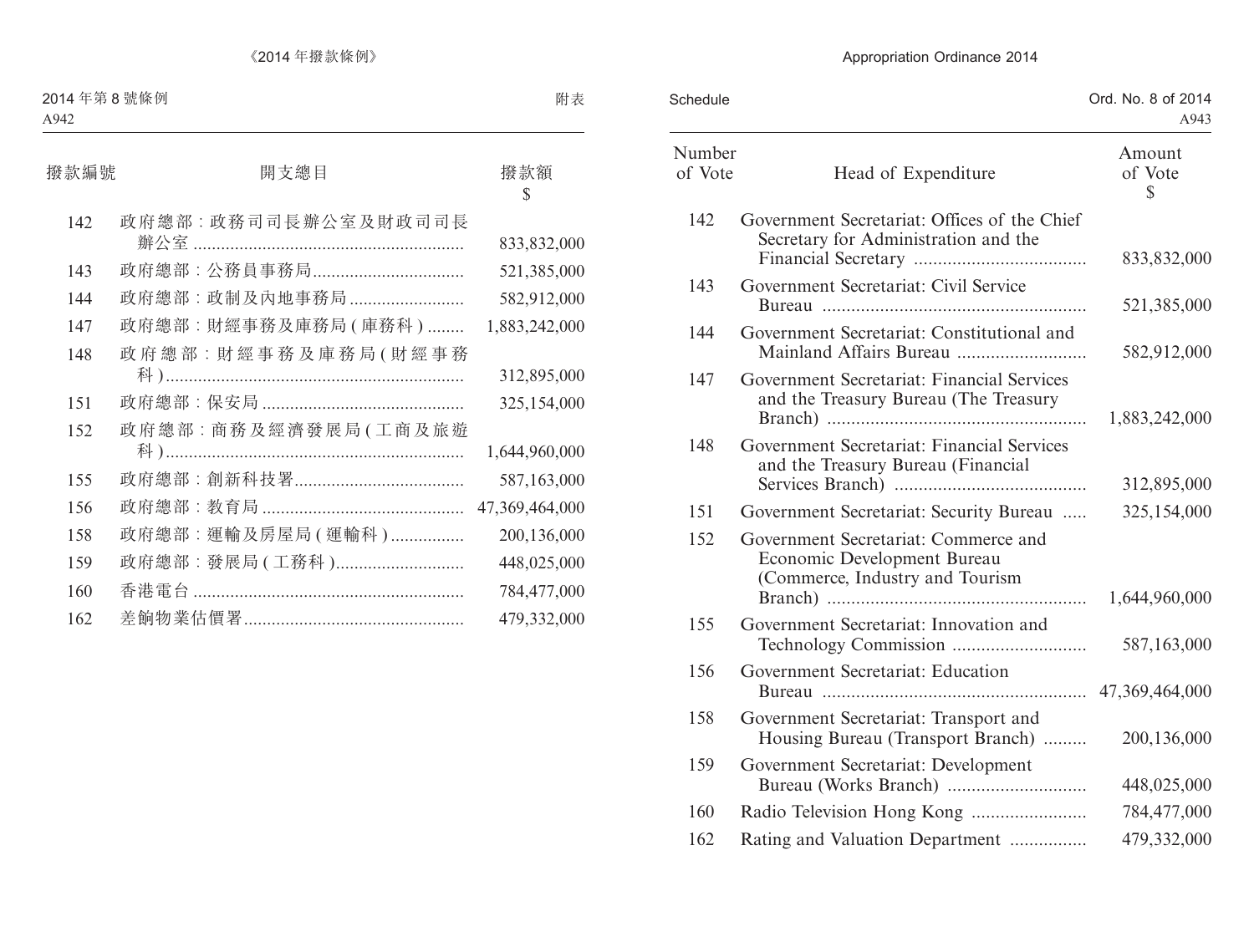| 撥款編號 | 開支總目 | 撥款額 $ |
|---|---|---|
| 142 | 政府總部:政務司司長辦公室及財政司司長辦公室 | 833,832,000 |
| 143 | 政府總部:公務員事務局 | 521,385,000 |
| 144 | 政府總部:政制及內地事務局 | 582,912,000 |
| 147 | 政府總部:財經事務及庫務局(庫務科) | 1,883,242,000 |
| 148 | 政府總部:財經事務及庫務局(財經事務科) | 312,895,000 |
| 151 | 政府總部:保安局 | 325,154,000 |
| 152 | 政府總部:商務及經濟發展局(工商及旅遊科) | 1,644,960,000 |
| 155 | 政府總部:創新科技署 | 587,163,000 |
| 156 | 政府總部:教育局 | 47,369,464,000 |
| 158 | 政府總部:運輸及房屋局(運輸科) | 200,136,000 |
| 159 | 政府總部:發展局(工務科) | 448,025,000 |
| 160 | 香港電台 | 784,477,000 |
| 162 | 差餉物業估價署 | 479,332,000 |

| Number of Vote | Head of Expenditure | Amount of Vote $ |
|---|---|---|
| 142 | Government Secretariat: Offices of the Chief Secretary for Administration and the Financial Secretary | 833,832,000 |
| 143 | Government Secretariat: Civil Service Bureau | 521,385,000 |
| 144 | Government Secretariat: Constitutional and Mainland Affairs Bureau | 582,912,000 |
| 147 | Government Secretariat: Financial Services and the Treasury Bureau (The Treasury Branch) | 1,883,242,000 |
| 148 | Government Secretariat: Financial Services and the Treasury Bureau (Financial Services Branch) | 312,895,000 |
| 151 | Government Secretariat: Security Bureau | 325,154,000 |
| 152 | Government Secretariat: Commerce and Economic Development Bureau (Commerce, Industry and Tourism Branch) | 1,644,960,000 |
| 155 | Government Secretariat: Innovation and Technology Commission | 587,163,000 |
| 156 | Government Secretariat: Education Bureau | 47,369,464,000 |
| 158 | Government Secretariat: Transport and Housing Bureau (Transport Branch) | 200,136,000 |
| 159 | Government Secretariat: Development Bureau (Works Branch) | 448,025,000 |
| 160 | Radio Television Hong Kong | 784,477,000 |
| 162 | Rating and Valuation Department | 479,332,000 |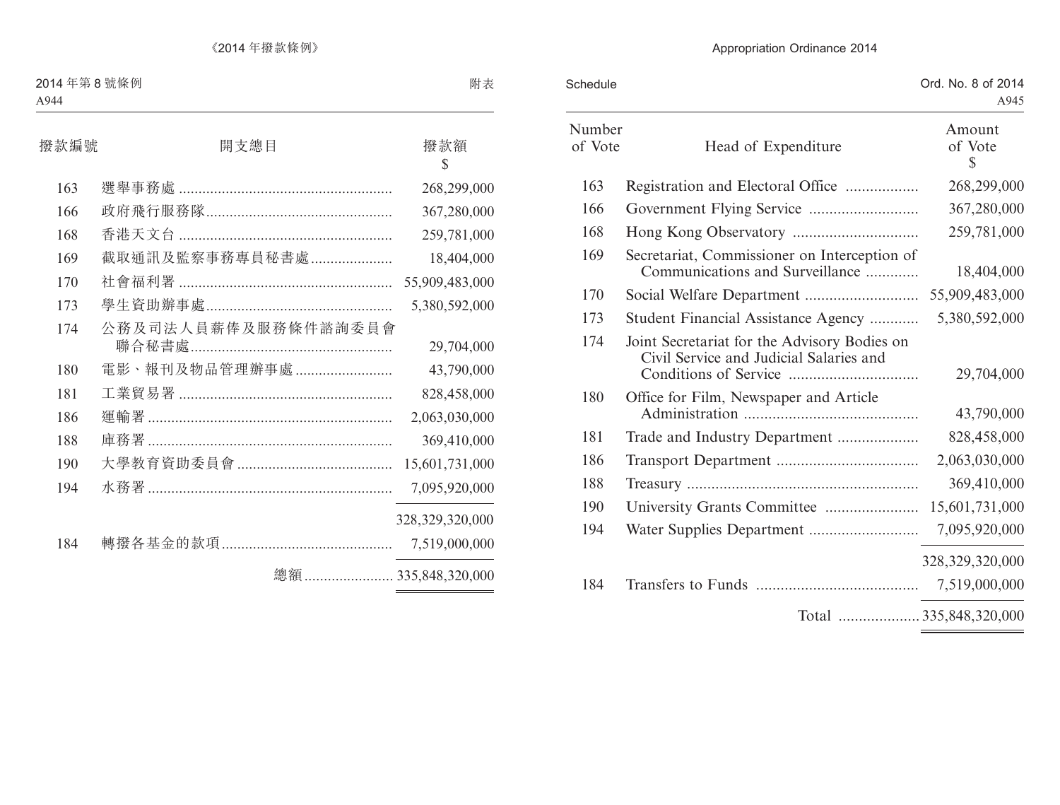| 撥款編號 | 開支總目 | 撥款額 $ |
|---|---|---|
| 163 | 選舉事務處 | 268,299,000 |
| 166 | 政府飛行服務隊 | 367,280,000 |
| 168 | 香港天文台 | 259,781,000 |
| 169 | 截取通訊及監察事務專員秘書處 | 18,404,000 |
| 170 | 社會福利署 | 55,909,483,000 |
| 173 | 學生資助辦事處 | 5,380,592,000 |
| 174 | 公務及司法人員薪俸及服務條件諮詢委員會聯合秘書處 | 29,704,000 |
| 180 | 電影、報刊及物品管理辦事處 | 43,790,000 |
| 181 | 工業貿易署 | 828,458,000 |
| 186 | 運輸署 | 2,063,030,000 |
| 188 | 庫務署 | 369,410,000 |
| 190 | 大學教育資助委員會 | 15,601,731,000 |
| 194 | 水務署 | 7,095,920,000 |
| | | 328,329,320,000 |
| 184 | 轉撥各基金的款項 | 7,519,000,000 |
| | 總額 | 335,848,320,000 |

| Number of Vote | Head of Expenditure | Amount of Vote $ |
|---|---|---|
| 163 | Registration and Electoral Office | 268,299,000 |
| 166 | Government Flying Service | 367,280,000 |
| 168 | Hong Kong Observatory | 259,781,000 |
| 169 | Secretariat, Commissioner on Interception of Communications and Surveillance | 18,404,000 |
| 170 | Social Welfare Department | 55,909,483,000 |
| 173 | Student Financial Assistance Agency | 5,380,592,000 |
| 174 | Joint Secretariat for the Advisory Bodies on Civil Service and Judicial Salaries and Conditions of Service | 29,704,000 |
| 180 | Office for Film, Newspaper and Article Administration | 43,790,000 |
| 181 | Trade and Industry Department | 828,458,000 |
| 186 | Transport Department | 2,063,030,000 |
| 188 | Treasury | 369,410,000 |
| 190 | University Grants Committee | 15,601,731,000 |
| 194 | Water Supplies Department | 7,095,920,000 |
| | | 328,329,320,000 |
| 184 | Transfers to Funds | 7,519,000,000 |
| | Total | 335,848,320,000 |